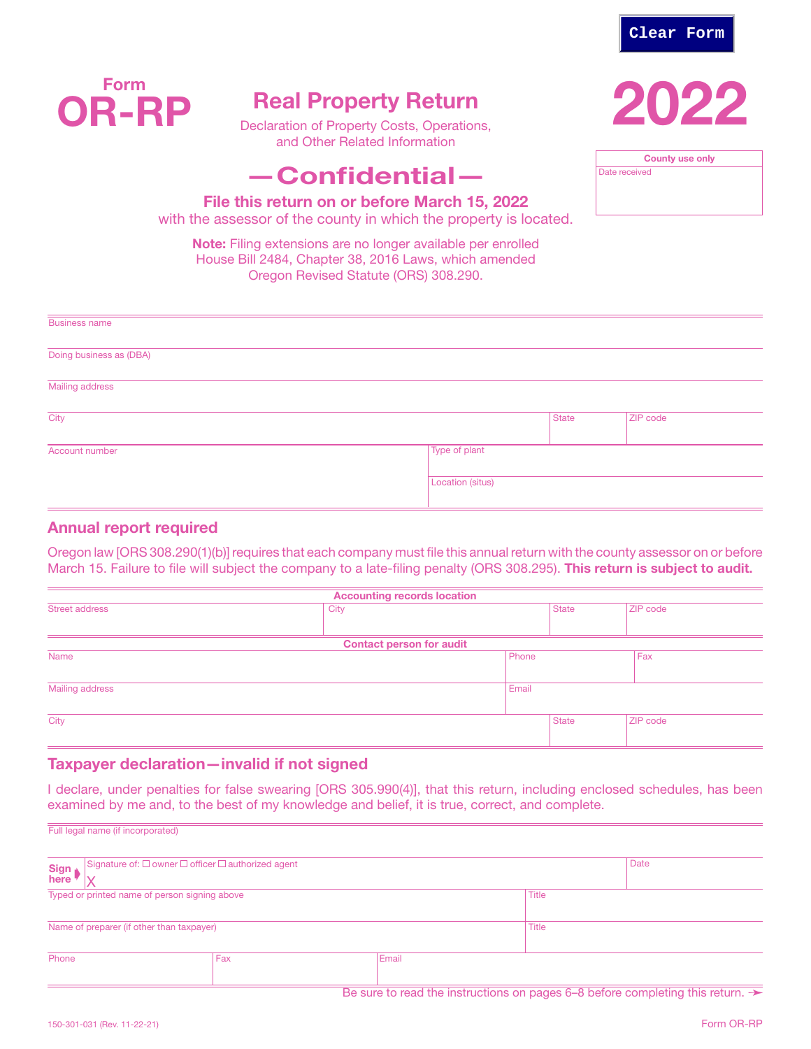Clear Form

Form **OR-RP**

# Real Property Return

Declaration of Property Costs, Operations, and Other Related Information

# 2022

| County use only |
|---|
| Date received |

## —Confidential—

**File this return on or before March 15, 2022**
with the assessor of the county in which the property is located.

**Note:** Filing extensions are no longer available per enrolled House Bill 2484, Chapter 38, 2016 Laws, which amended Oregon Revised Statute (ORS) 308.290.

| Business name | | |
|---|---|---|
| Doing business as (DBA) | | |
| Mailing address | | |
| City | State | ZIP code |
| Account number | Type of plant | |
| | Location (situs) | |

## Annual report required

Oregon law [ORS 308.290(1)(b)] requires that each company must file this annual return with the county assessor on or before March 15. Failure to file will subject the company to a late-filing penalty (ORS 308.295). **This return is subject to audit.**

**Accounting records location**

| Street address | City | State | ZIP code |
|---|---|---|---|
| | | | |

**Contact person for audit**

| Name | Phone | Fax |
|---|---|---|
| Mailing address | Email | |
| City | State | ZIP code |

## Taxpayer declaration—invalid if not signed

I declare, under penalties for false swearing [ORS 305.990(4)], that this return, including enclosed schedules, has been examined by me and, to the best of my knowledge and belief, it is true, correct, and complete.

| Full legal name (if incorporated) | | |
|---|---|---|
| **Sign here** Signature of: ☐ owner ☐ officer ☐ authorized agent X | | Date |
| Typed or printed name of person signing above | | Title |
| Name of preparer (if other than taxpayer) | | Title |
| Phone | Fax | Email |

Be sure to read the instructions on pages 6–8 before completing this return. ➛

150-301-031 (Rev. 11-22-21)

Form OR-RP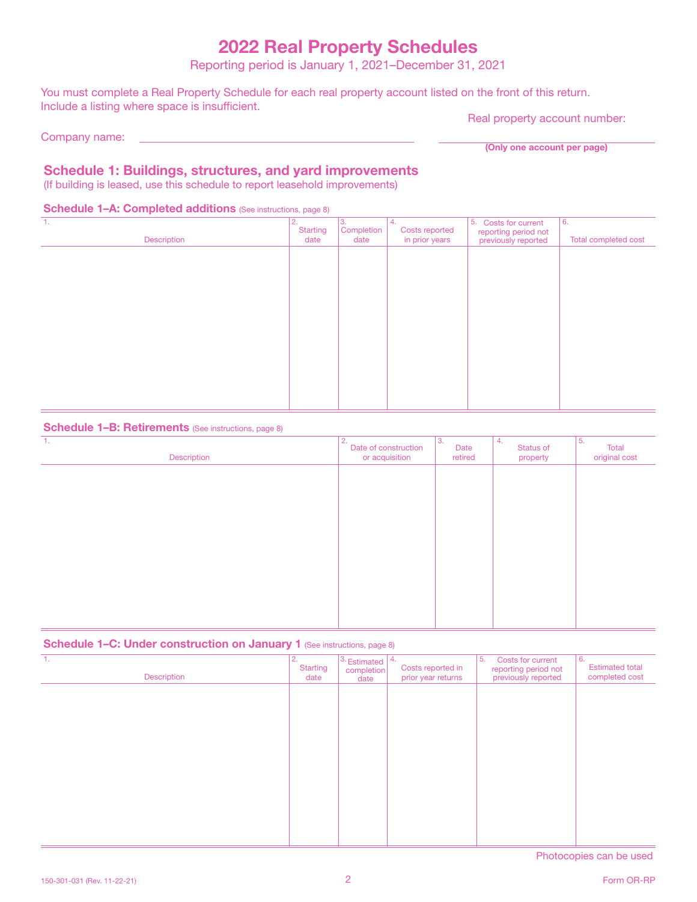# 2022 Real Property Schedules

Reporting period is January 1, 2021–December 31, 2021

You must complete a Real Property Schedule for each real property account listed on the front of this return. Include a listing where space is insufficient.

Company name: ______________________

Real property account number: ______________________

**(Only one account per page)**

## Schedule 1: Buildings, structures, and yard improvements

(If building is leased, use this schedule to report leasehold improvements)

### Schedule 1–A: Completed additions (See instructions, page 8)

| 1. Description | 2. Starting date | 3. Completion date | 4. Costs reported in prior years | 5. Costs for current reporting period not previously reported | 6. Total completed cost |
|---|---|---|---|---|---|
| | | | | | |

### Schedule 1–B: Retirements (See instructions, page 8)

| 1. Description | 2. Date of construction or acquisition | 3. Date retired | 4. Status of property | 5. Total original cost |
|---|---|---|---|---|
| | | | | |

### Schedule 1–C: Under construction on January 1 (See instructions, page 8)

| 1. Description | 2. Starting date | 3. Estimated completion date | 4. Costs reported in prior year returns | 5. Costs for current reporting period not previously reported | 6. Estimated total completed cost |
|---|---|---|---|---|---|
| | | | | | |

Photocopies can be used

150-301-031 (Rev. 11-22-21)

Form OR-RP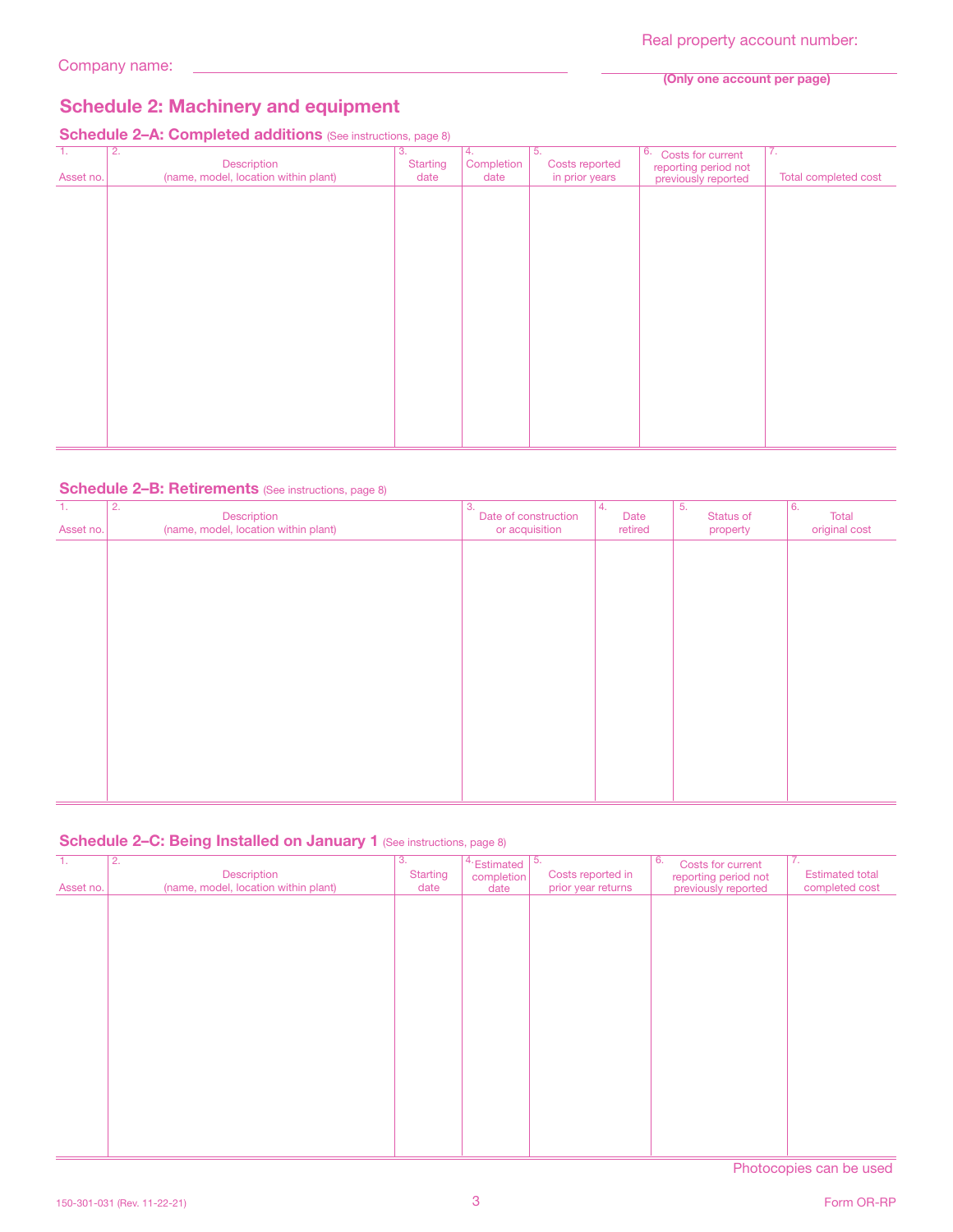Company name: ______________________________

Real property account number: ______________________________
**(Only one account per page)**

## Schedule 2: Machinery and equipment

### Schedule 2–A: Completed additions (See instructions, page 8)

| 1. Asset no. | 2. Description (name, model, location within plant) | 3. Starting date | 4. Completion date | 5. Costs reported in prior years | 6. Costs for current reporting period not previously reported | 7. Total completed cost |
|---|---|---|---|---|---|---|
| | | | | | | |

### Schedule 2–B: Retirements (See instructions, page 8)

| 1. Asset no. | 2. Description (name, model, location within plant) | 3. Date of construction or acquisition | 4. Date retired | 5. Status of property | 6. Total original cost |
|---|---|---|---|---|---|
| | | | | | |

### Schedule 2–C: Being Installed on January 1 (See instructions, page 8)

| 1. Asset no. | 2. Description (name, model, location within plant) | 3. Starting date | 4. Estimated completion date | 5. Costs reported in prior year returns | 6. Costs for current reporting period not previously reported | 7. Estimated total completed cost |
|---|---|---|---|---|---|---|
| | | | | | | |

Photocopies can be used

150-301-031 (Rev. 11-22-21)

Form OR-RP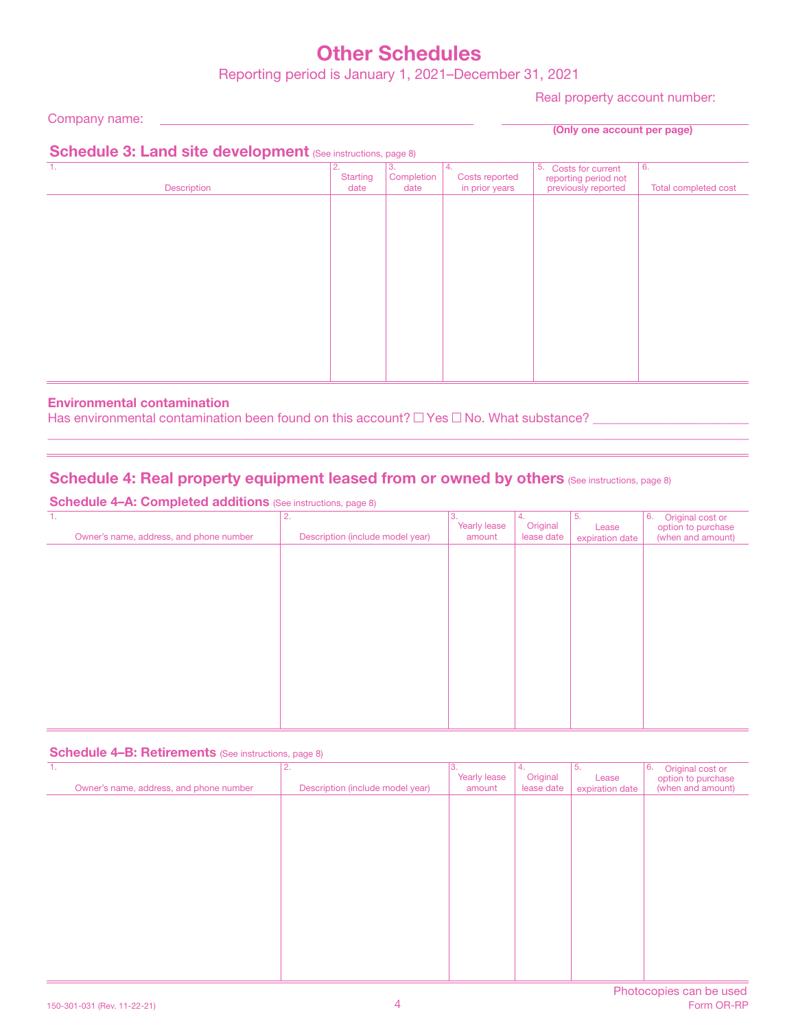# Other Schedules

Reporting period is January 1, 2021–December 31, 2021

Company name: ____________________

Real property account number: ____________________

**(Only one account per page)**

## Schedule 3: Land site development (See instructions, page 8)

| 1. Description | 2. Starting date | 3. Completion date | 4. Costs reported in prior years | 5. Costs for current reporting period not previously reported | 6. Total completed cost |
|---|---|---|---|---|---|
| | | | | | |

### Environmental contamination

Has environmental contamination been found on this account? ☐ Yes ☐ No. What substance? ____________________

## Schedule 4: Real property equipment leased from or owned by others (See instructions, page 8)

### Schedule 4–A: Completed additions (See instructions, page 8)

| 1. Owner's name, address, and phone number | 2. Description (include model year) | 3. Yearly lease amount | 4. Original lease date | 5. Lease expiration date | 6. Original cost or option to purchase (when and amount) |
|---|---|---|---|---|---|
| | | | | | |

### Schedule 4–B: Retirements (See instructions, page 8)

| 1. Owner's name, address, and phone number | 2. Description (include model year) | 3. Yearly lease amount | 4. Original lease date | 5. Lease expiration date | 6. Original cost or option to purchase (when and amount) |
|---|---|---|---|---|---|
| | | | | | |

Photocopies can be used

150-301-031 (Rev. 11-22-21) Form OR-RP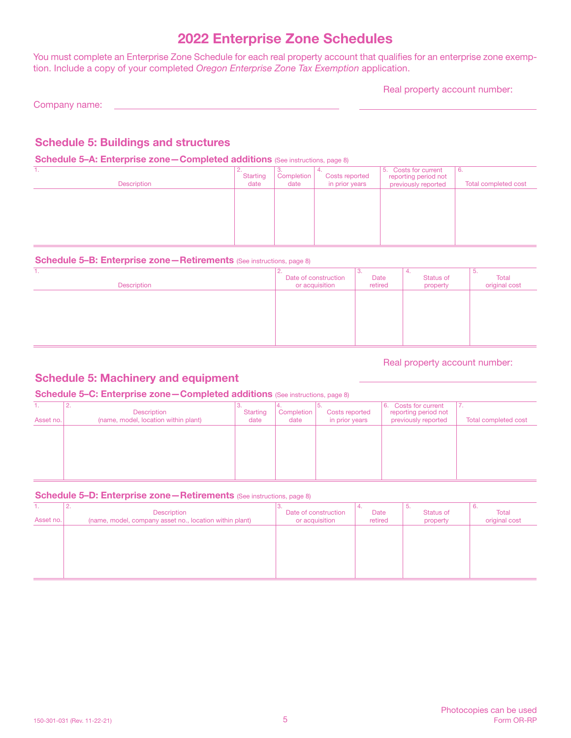# 2022 Enterprise Zone Schedules

You must complete an Enterprise Zone Schedule for each real property account that qualifies for an enterprise zone exemption. Include a copy of your completed *Oregon Enterprise Zone Tax Exemption* application.

Company name: ____________________ Real property account number: ____________________

## Schedule 5: Buildings and structures

### Schedule 5–A: Enterprise zone—Completed additions (See instructions, page 8)

| 1. Description | 2. Starting date | 3. Completion date | 4. Costs reported in prior years | 5. Costs for current reporting period not previously reported | 6. Total completed cost |
|---|---|---|---|---|---|
| | | | | | |

### Schedule 5–B: Enterprise zone—Retirements (See instructions, page 8)

| 1. Description | 2. Date of construction or acquisition | 3. Date retired | 4. Status of property | 5. Total original cost |
|---|---|---|---|---|
| | | | | |

Real property account number: ____________________

## Schedule 5: Machinery and equipment

### Schedule 5–C: Enterprise zone—Completed additions (See instructions, page 8)

| 1. Asset no. | 2. Description (name, model, location within plant) | 3. Starting date | 4. Completion date | 5. Costs reported in prior years | 6. Costs for current reporting period not previously reported | 7. Total completed cost |
|---|---|---|---|---|---|---|
| | | | | | | |

### Schedule 5–D: Enterprise zone—Retirements (See instructions, page 8)

| 1. Asset no. | 2. Description (name, model, company asset no., location within plant) | 3. Date of construction or acquisition | 4. Date retired | 5. Status of property | 6. Total original cost |
|---|---|---|---|---|---|
| | | | | | |

150-301-031 (Rev. 11-22-21)

Photocopies can be used
Form OR-RP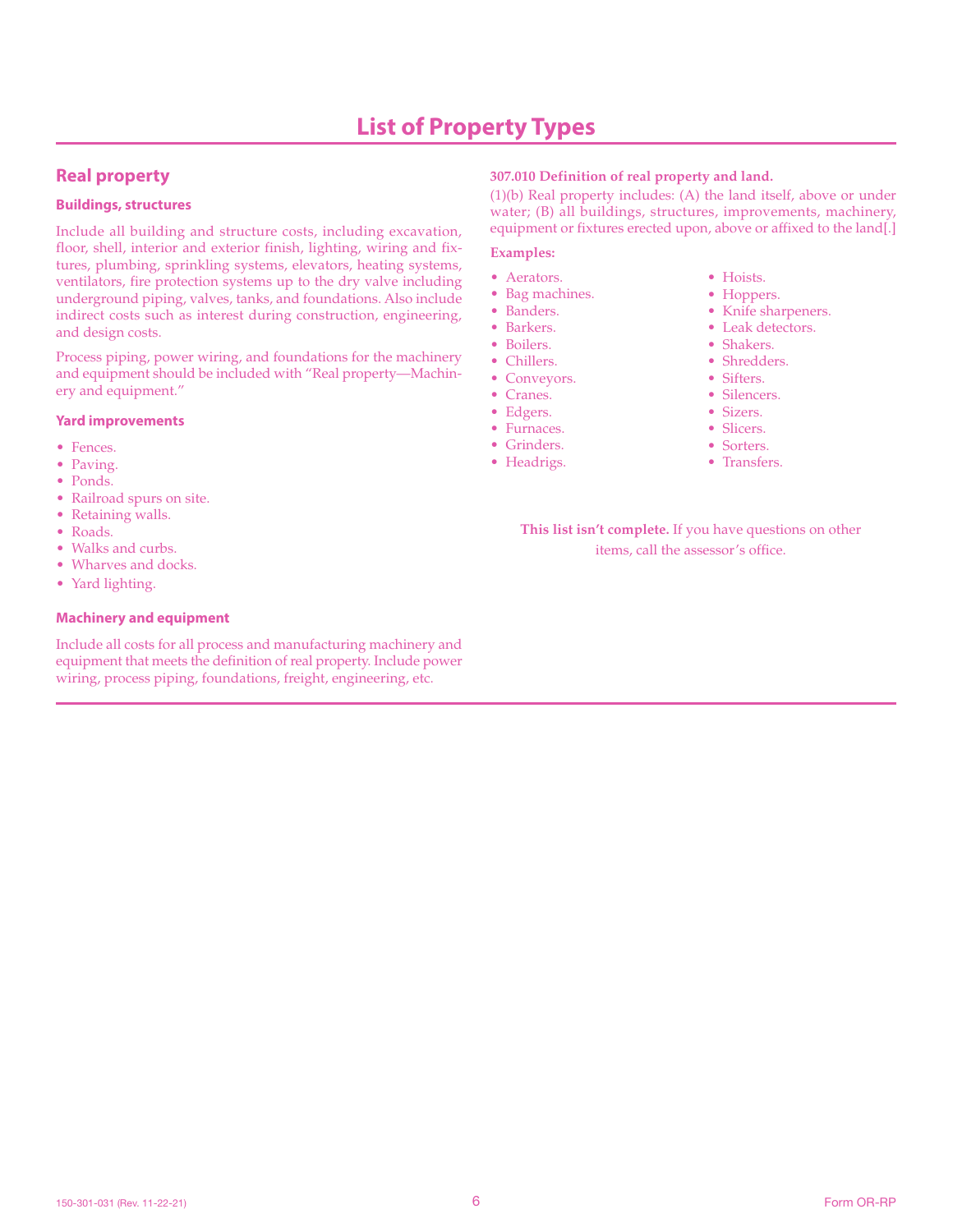# List of Property Types

## Real property

### Buildings, structures

Include all building and structure costs, including excavation, floor, shell, interior and exterior finish, lighting, wiring and fixtures, plumbing, sprinkling systems, elevators, heating systems, ventilators, fire protection systems up to the dry valve including underground piping, valves, tanks, and foundations. Also include indirect costs such as interest during construction, engineering, and design costs.

Process piping, power wiring, and foundations for the machinery and equipment should be included with "Real property—Machinery and equipment."

### Yard improvements

- Fences.
- Paving.
- Ponds.
- Railroad spurs on site.
- Retaining walls.
- Roads.
- Walks and curbs.
- Wharves and docks.
- Yard lighting.

### Machinery and equipment

Include all costs for all process and manufacturing machinery and equipment that meets the definition of real property. Include power wiring, process piping, foundations, freight, engineering, etc.

**307.010 Definition of real property and land.**

(1)(b) Real property includes: (A) the land itself, above or under water; (B) all buildings, structures, improvements, machinery, equipment or fixtures erected upon, above or affixed to the land[.]

**Examples:**

- Aerators.
- Bag machines.
- Banders.
- Barkers.
- Boilers.
- Chillers.
- Conveyors.
- Cranes.
- Edgers.
- Furnaces.
- Grinders.
- Headrigs.
- Hoists.
- Hoppers.
- Knife sharpeners.
- Leak detectors.
- Shakers.
- Shredders.
- Sifters.
- Silencers.
- Sizers.
- Slicers.
- Sorters.
- Transfers.

**This list isn't complete.** If you have questions on other items, call the assessor's office.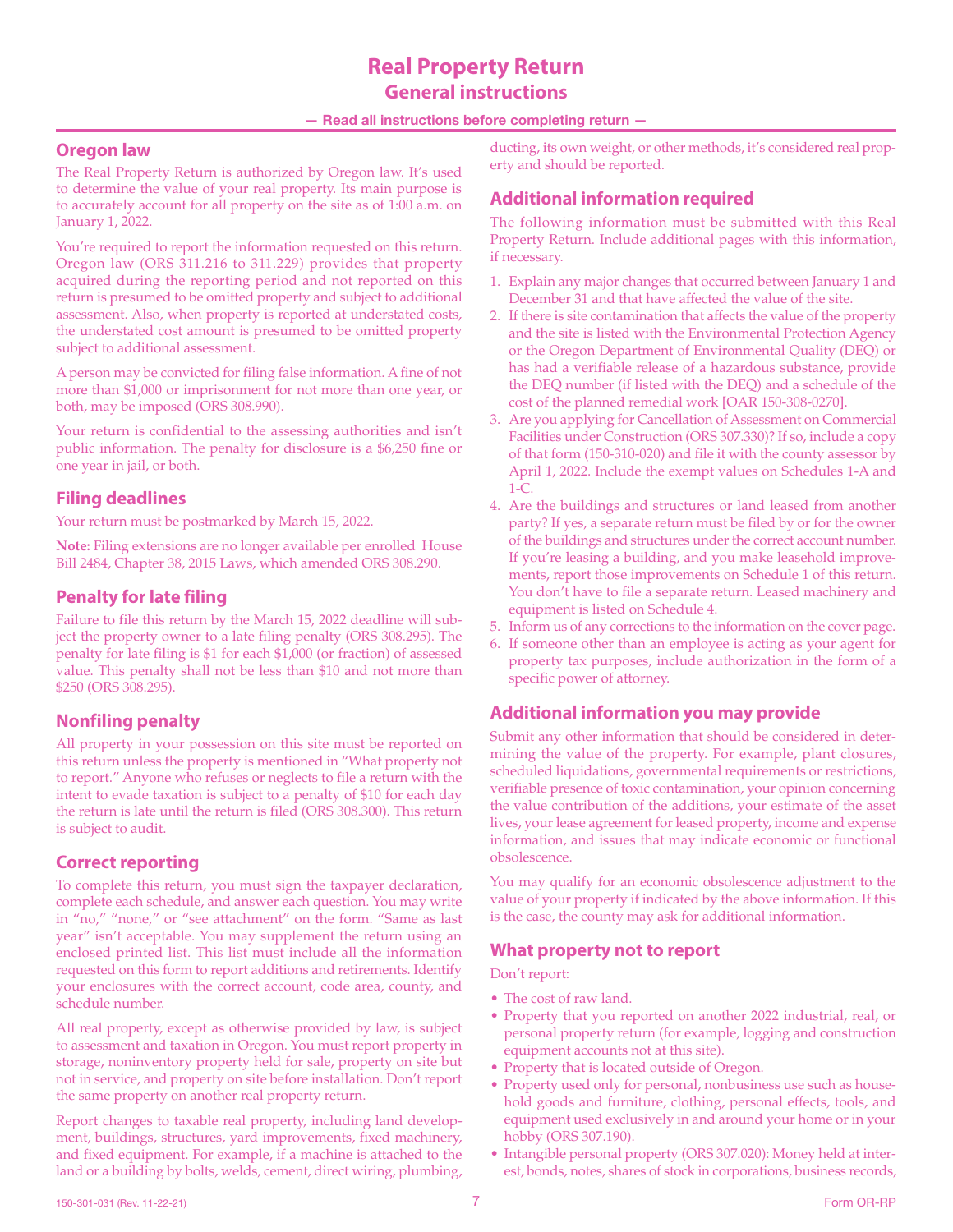# Real Property Return

## General instructions

**— Read all instructions before completing return —**

### Oregon law

The Real Property Return is authorized by Oregon law. It's used to determine the value of your real property. Its main purpose is to accurately account for all property on the site as of 1:00 a.m. on January 1, 2022.

You're required to report the information requested on this return. Oregon law (ORS 311.216 to 311.229) provides that property acquired during the reporting period and not reported on this return is presumed to be omitted property and subject to additional assessment. Also, when property is reported at understated costs, the understated cost amount is presumed to be omitted property subject to additional assessment.

A person may be convicted for filing false information. A fine of not more than $1,000 or imprisonment for not more than one year, or both, may be imposed (ORS 308.990).

Your return is confidential to the assessing authorities and isn't public information. The penalty for disclosure is a $6,250 fine or one year in jail, or both.

### Filing deadlines

Your return must be postmarked by March 15, 2022.

**Note:** Filing extensions are no longer available per enrolled House Bill 2484, Chapter 38, 2015 Laws, which amended ORS 308.290.

### Penalty for late filing

Failure to file this return by the March 15, 2022 deadline will subject the property owner to a late filing penalty (ORS 308.295). The penalty for late filing is $1 for each $1,000 (or fraction) of assessed value. This penalty shall not be less than $10 and not more than $250 (ORS 308.295).

### Nonfiling penalty

All property in your possession on this site must be reported on this return unless the property is mentioned in "What property not to report." Anyone who refuses or neglects to file a return with the intent to evade taxation is subject to a penalty of $10 for each day the return is late until the return is filed (ORS 308.300). This return is subject to audit.

### Correct reporting

To complete this return, you must sign the taxpayer declaration, complete each schedule, and answer each question. You may write in "no," "none," or "see attachment" on the form. "Same as last year" isn't acceptable. You may supplement the return using an enclosed printed list. This list must include all the information requested on this form to report additions and retirements. Identify your enclosures with the correct account, code area, county, and schedule number.

All real property, except as otherwise provided by law, is subject to assessment and taxation in Oregon. You must report property in storage, noninventory property held for sale, property on site but not in service, and property on site before installation. Don't report the same property on another real property return.

Report changes to taxable real property, including land development, buildings, structures, yard improvements, fixed machinery, and fixed equipment. For example, if a machine is attached to the land or a building by bolts, welds, cement, direct wiring, plumbing, ducting, its own weight, or other methods, it's considered real property and should be reported.

### Additional information required

The following information must be submitted with this Real Property Return. Include additional pages with this information, if necessary.

1. Explain any major changes that occurred between January 1 and December 31 and that have affected the value of the site.
2. If there is site contamination that affects the value of the property and the site is listed with the Environmental Protection Agency or the Oregon Department of Environmental Quality (DEQ) or has had a verifiable release of a hazardous substance, provide the DEQ number (if listed with the DEQ) and a schedule of the cost of the planned remedial work [OAR 150-308-0270].
3. Are you applying for Cancellation of Assessment on Commercial Facilities under Construction (ORS 307.330)? If so, include a copy of that form (150-310-020) and file it with the county assessor by April 1, 2022. Include the exempt values on Schedules 1-A and 1-C.
4. Are the buildings and structures or land leased from another party? If yes, a separate return must be filed by or for the owner of the buildings and structures under the correct account number. If you're leasing a building, and you make leasehold improvements, report those improvements on Schedule 1 of this return. You don't have to file a separate return. Leased machinery and equipment is listed on Schedule 4.
5. Inform us of any corrections to the information on the cover page.
6. If someone other than an employee is acting as your agent for property tax purposes, include authorization in the form of a specific power of attorney.

### Additional information you may provide

Submit any other information that should be considered in determining the value of the property. For example, plant closures, scheduled liquidations, governmental requirements or restrictions, verifiable presence of toxic contamination, your opinion concerning the value contribution of the additions, your estimate of the asset lives, your lease agreement for leased property, income and expense information, and issues that may indicate economic or functional obsolescence.

You may qualify for an economic obsolescence adjustment to the value of your property if indicated by the above information. If this is the case, the county may ask for additional information.

### What property not to report

Don't report:

- The cost of raw land.
- Property that you reported on another 2022 industrial, real, or personal property return (for example, logging and construction equipment accounts not at this site).
- Property that is located outside of Oregon.
- Property used only for personal, nonbusiness use such as household goods and furniture, clothing, personal effects, tools, and equipment used exclusively in and around your home or in your hobby (ORS 307.190).
- Intangible personal property (ORS 307.020): Money held at interest, bonds, notes, shares of stock in corporations, business records,

150-301-031 (Rev. 11-22-21) Form OR-RP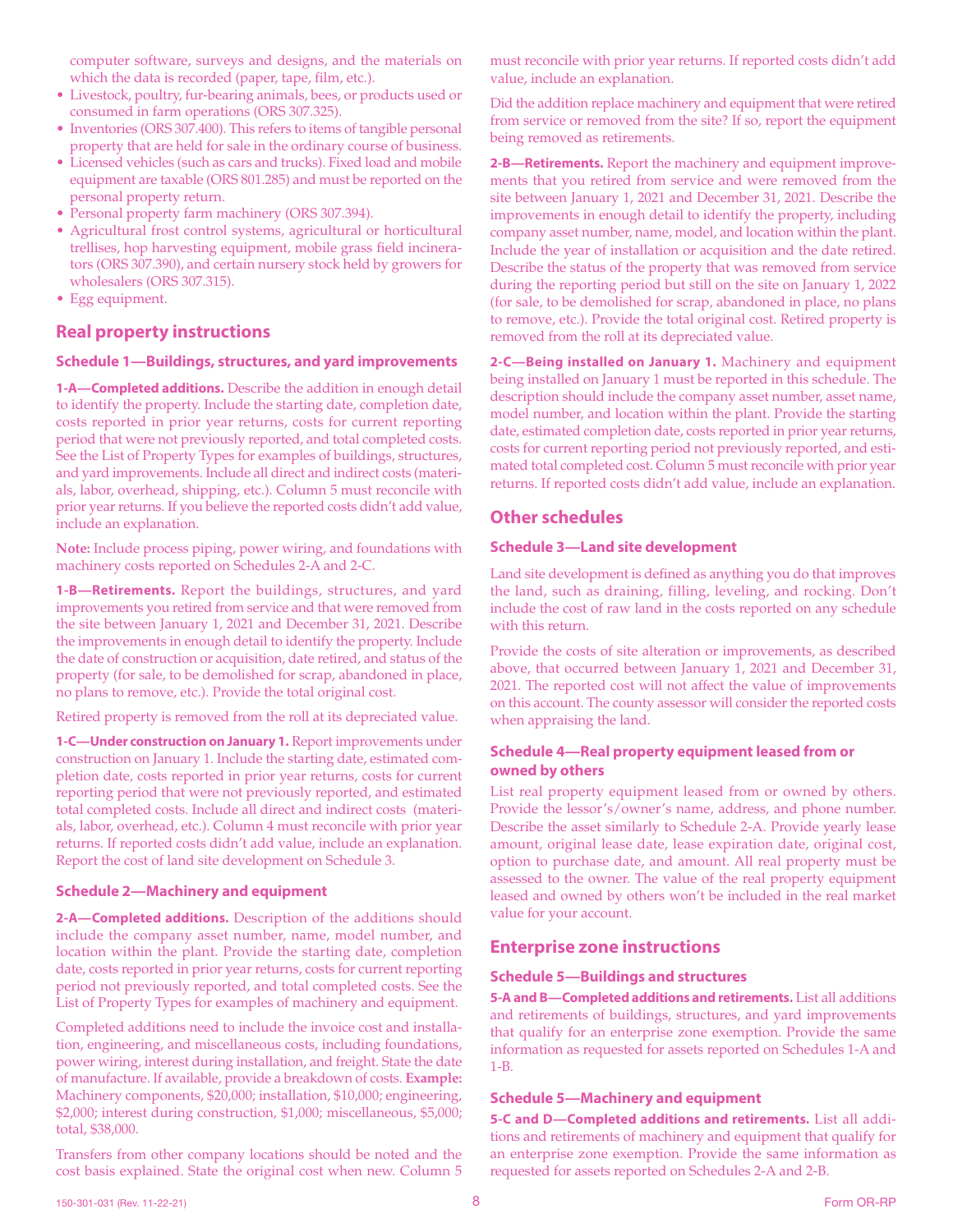computer software, surveys and designs, and the materials on which the data is recorded (paper, tape, film, etc.).

- Livestock, poultry, fur-bearing animals, bees, or products used or consumed in farm operations (ORS 307.325).
- Inventories (ORS 307.400). This refers to items of tangible personal property that are held for sale in the ordinary course of business.
- Licensed vehicles (such as cars and trucks). Fixed load and mobile equipment are taxable (ORS 801.285) and must be reported on the personal property return.
- Personal property farm machinery (ORS 307.394).
- Agricultural frost control systems, agricultural or horticultural trellises, hop harvesting equipment, mobile grass field incinerators (ORS 307.390), and certain nursery stock held by growers for wholesalers (ORS 307.315).
- Egg equipment.

## Real property instructions

### Schedule 1—Buildings, structures, and yard improvements

**1-A—Completed additions.** Describe the addition in enough detail to identify the property. Include the starting date, completion date, costs reported in prior year returns, costs for current reporting period that were not previously reported, and total completed costs. See the List of Property Types for examples of buildings, structures, and yard improvements. Include all direct and indirect costs (materials, labor, overhead, shipping, etc.). Column 5 must reconcile with prior year returns. If you believe the reported costs didn't add value, include an explanation.

**Note:** Include process piping, power wiring, and foundations with machinery costs reported on Schedules 2-A and 2-C.

**1-B—Retirements.** Report the buildings, structures, and yard improvements you retired from service and that were removed from the site between January 1, 2021 and December 31, 2021. Describe the improvements in enough detail to identify the property. Include the date of construction or acquisition, date retired, and status of the property (for sale, to be demolished for scrap, abandoned in place, no plans to remove, etc.). Provide the total original cost.

Retired property is removed from the roll at its depreciated value.

**1-C—Under construction on January 1.** Report improvements under construction on January 1. Include the starting date, estimated completion date, costs reported in prior year returns, costs for current reporting period that were not previously reported, and estimated total completed costs. Include all direct and indirect costs (materials, labor, overhead, etc.). Column 4 must reconcile with prior year returns. If reported costs didn't add value, include an explanation. Report the cost of land site development on Schedule 3.

### Schedule 2—Machinery and equipment

**2-A—Completed additions.** Description of the additions should include the company asset number, name, model number, and location within the plant. Provide the starting date, completion date, costs reported in prior year returns, costs for current reporting period not previously reported, and total completed costs. See the List of Property Types for examples of machinery and equipment.

Completed additions need to include the invoice cost and installation, engineering, and miscellaneous costs, including foundations, power wiring, interest during installation, and freight. State the date of manufacture. If available, provide a breakdown of costs. **Example:** Machinery components, $20,000; installation, $10,000; engineering, $2,000; interest during construction, $1,000; miscellaneous, $5,000; total, $38,000.

Transfers from other company locations should be noted and the cost basis explained. State the original cost when new. Column 5 must reconcile with prior year returns. If reported costs didn't add value, include an explanation.

Did the addition replace machinery and equipment that were retired from service or removed from the site? If so, report the equipment being removed as retirements.

**2-B—Retirements.** Report the machinery and equipment improvements that you retired from service and were removed from the site between January 1, 2021 and December 31, 2021. Describe the improvements in enough detail to identify the property, including company asset number, name, model, and location within the plant. Include the year of installation or acquisition and the date retired. Describe the status of the property that was removed from service during the reporting period but still on the site on January 1, 2022 (for sale, to be demolished for scrap, abandoned in place, no plans to remove, etc.). Provide the total original cost. Retired property is removed from the roll at its depreciated value.

**2-C—Being installed on January 1.** Machinery and equipment being installed on January 1 must be reported in this schedule. The description should include the company asset number, asset name, model number, and location within the plant. Provide the starting date, estimated completion date, costs reported in prior year returns, costs for current reporting period not previously reported, and estimated total completed cost. Column 5 must reconcile with prior year returns. If reported costs didn't add value, include an explanation.

## Other schedules

### Schedule 3—Land site development

Land site development is defined as anything you do that improves the land, such as draining, filling, leveling, and rocking. Don't include the cost of raw land in the costs reported on any schedule with this return.

Provide the costs of site alteration or improvements, as described above, that occurred between January 1, 2021 and December 31, 2021. The reported cost will not affect the value of improvements on this account. The county assessor will consider the reported costs when appraising the land.

### Schedule 4—Real property equipment leased from or owned by others

List real property equipment leased from or owned by others. Provide the lessor's/owner's name, address, and phone number. Describe the asset similarly to Schedule 2-A. Provide yearly lease amount, original lease date, lease expiration date, original cost, option to purchase date, and amount. All real property must be assessed to the owner. The value of the real property equipment leased and owned by others won't be included in the real market value for your account.

## Enterprise zone instructions

### Schedule 5—Buildings and structures

**5-A and B—Completed additions and retirements.** List all additions and retirements of buildings, structures, and yard improvements that qualify for an enterprise zone exemption. Provide the same information as requested for assets reported on Schedules 1-A and 1-B.

### Schedule 5—Machinery and equipment

**5-C and D—Completed additions and retirements.** List all additions and retirements of machinery and equipment that qualify for an enterprise zone exemption. Provide the same information as requested for assets reported on Schedules 2-A and 2-B.